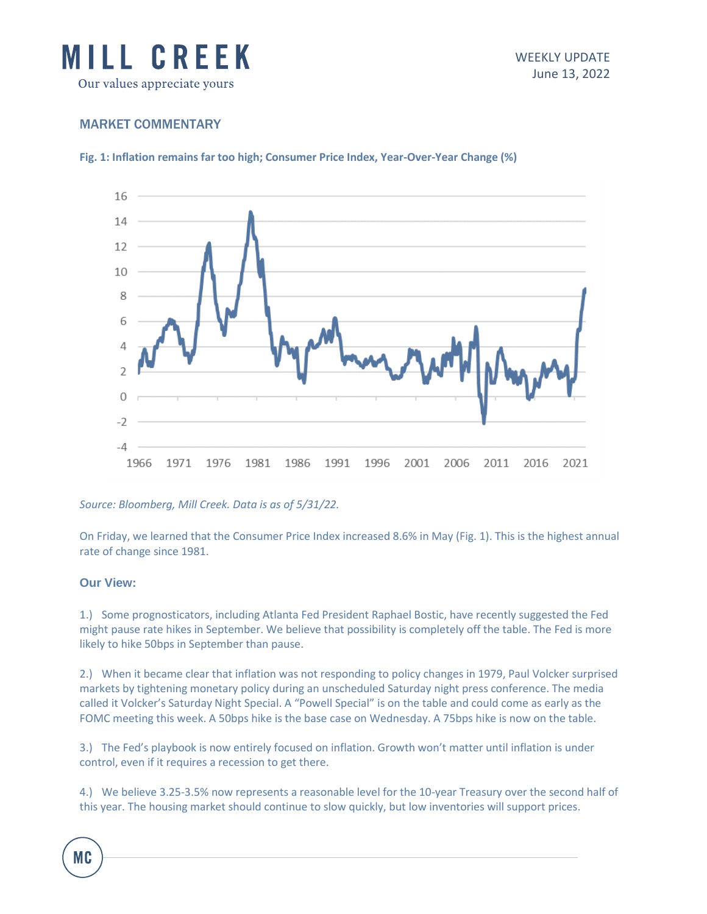# MILL CREEK

Our values appreciate yours

WEEKLY UPDATE
June 13, 2022

## MARKET COMMENTARY

**Fig. 1: Inflation remains far too high; Consumer Price Index, Year-Over-Year Change (%)**

*Source: Bloomberg, Mill Creek. Data is as of 5/31/22.*

On Friday, we learned that the Consumer Price Index increased 8.6% in May (Fig. 1). This is the highest annual rate of change since 1981.

### Our View:

1.) Some prognosticators, including Atlanta Fed President Raphael Bostic, have recently suggested the Fed might pause rate hikes in September. We believe that possibility is completely off the table. The Fed is more likely to hike 50bps in September than pause.

2.) When it became clear that inflation was not responding to policy changes in 1979, Paul Volcker surprised markets by tightening monetary policy during an unscheduled Saturday night press conference. The media called it Volcker's Saturday Night Special. A "Powell Special" is on the table and could come as early as the FOMC meeting this week. A 50bps hike is the base case on Wednesday. A 75bps hike is now on the table.

3.) The Fed's playbook is now entirely focused on inflation. Growth won't matter until inflation is under control, even if it requires a recession to get there.

4.) We believe 3.25-3.5% now represents a reasonable level for the 10-year Treasury over the second half of this year. The housing market should continue to slow quickly, but low inventories will support prices.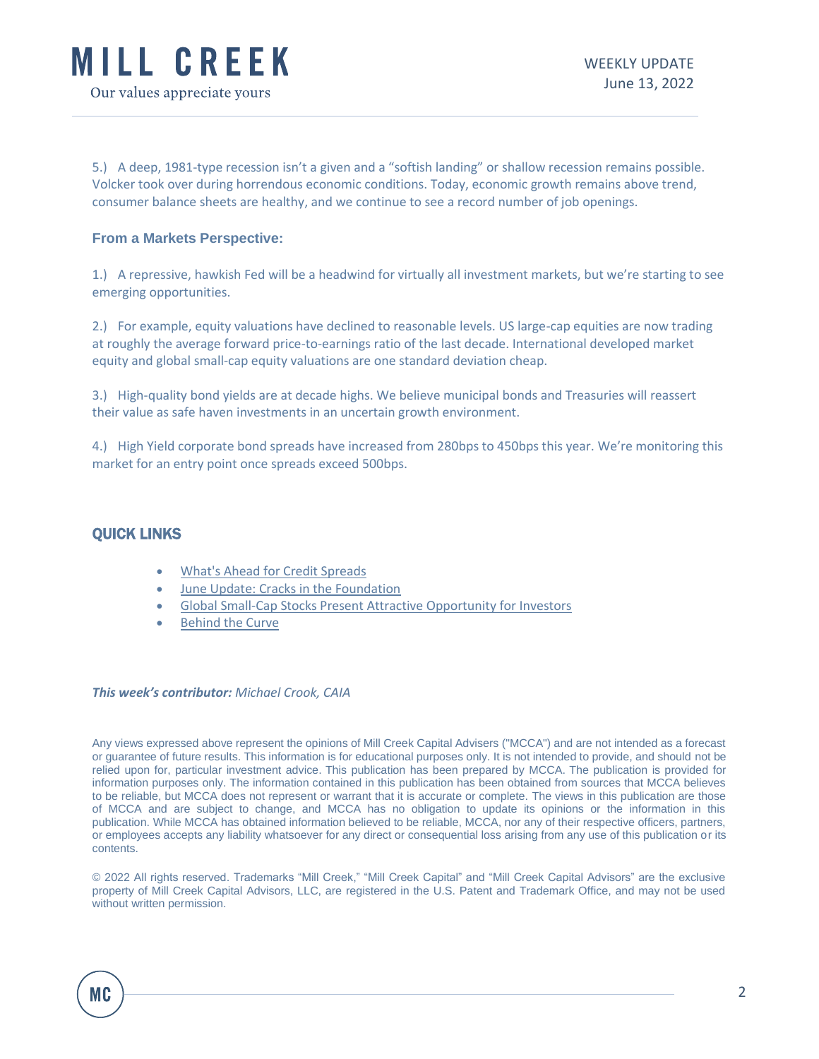5.) A deep, 1981-type recession isn't a given and a "softish landing" or shallow recession remains possible. Volcker took over during horrendous economic conditions. Today, economic growth remains above trend, consumer balance sheets are healthy, and we continue to see a record number of job openings.

### From a Markets Perspective:

1.) A repressive, hawkish Fed will be a headwind for virtually all investment markets, but we're starting to see emerging opportunities.

2.) For example, equity valuations have declined to reasonable levels. US large-cap equities are now trading at roughly the average forward price-to-earnings ratio of the last decade. International developed market equity and global small-cap equity valuations are one standard deviation cheap.

3.) High-quality bond yields are at decade highs. We believe municipal bonds and Treasuries will reassert their value as safe haven investments in an uncertain growth environment.

4.) High Yield corporate bond spreads have increased from 280bps to 450bps this year. We're monitoring this market for an entry point once spreads exceed 500bps.

## QUICK LINKS

- What's Ahead for Credit Spreads
- June Update: Cracks in the Foundation
- Global Small-Cap Stocks Present Attractive Opportunity for Investors
- Behind the Curve

***This week's contributor:** Michael Crook, CAIA*

Any views expressed above represent the opinions of Mill Creek Capital Advisers ("MCCA") and are not intended as a forecast or guarantee of future results. This information is for educational purposes only. It is not intended to provide, and should not be relied upon for, particular investment advice. This publication has been prepared by MCCA. The publication is provided for information purposes only. The information contained in this publication has been obtained from sources that MCCA believes to be reliable, but MCCA does not represent or warrant that it is accurate or complete. The views in this publication are those of MCCA and are subject to change, and MCCA has no obligation to update its opinions or the information in this publication. While MCCA has obtained information believed to be reliable, MCCA, nor any of their respective officers, partners, or employees accepts any liability whatsoever for any direct or consequential loss arising from any use of this publication or its contents.

© 2022 All rights reserved. Trademarks "Mill Creek," "Mill Creek Capital" and "Mill Creek Capital Advisors" are the exclusive property of Mill Creek Capital Advisors, LLC, are registered in the U.S. Patent and Trademark Office, and may not be used without written permission.